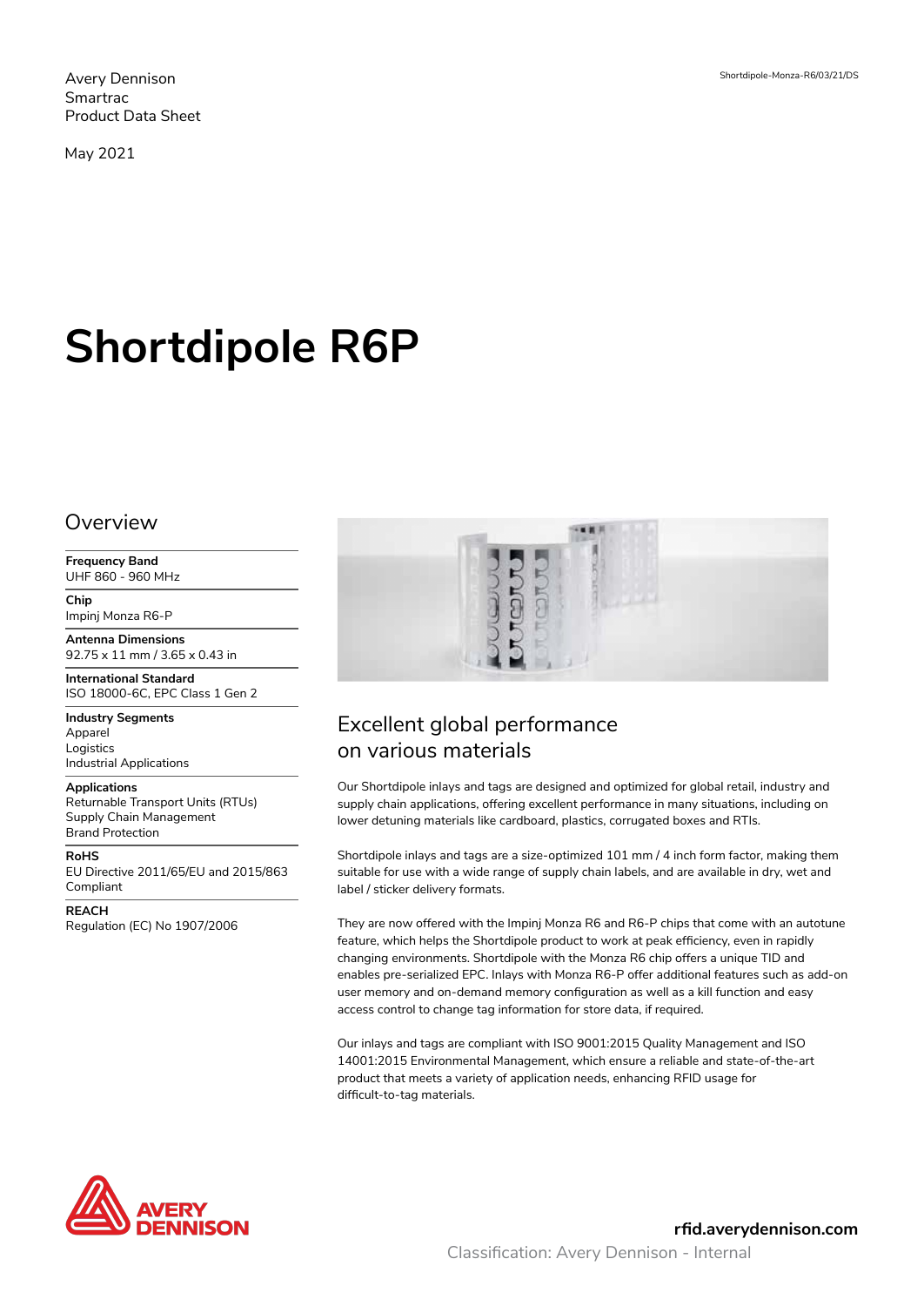Avery Dennison
Smartrac
Product Data Sheet

May 2021

Shortdipole-Monza-R6/03/21/DS

# Shortdipole R6P

## Overview

**Frequency Band**
UHF 860 - 960 MHz

**Chip**
Impinj Monza R6-P

**Antenna Dimensions**
92.75 x 11 mm / 3.65 x 0.43 in

**International Standard**
ISO 18000-6C, EPC Class 1 Gen 2

**Industry Segments**
Apparel
Logistics
Industrial Applications

**Applications**
Returnable Transport Units (RTUs)
Supply Chain Management
Brand Protection

**RoHS**
EU Directive 2011/65/EU and 2015/863 Compliant

**REACH**
Regulation (EC) No 1907/2006

## Excellent global performance on various materials

Our Shortdipole inlays and tags are designed and optimized for global retail, industry and supply chain applications, offering excellent performance in many situations, including on lower detuning materials like cardboard, plastics, corrugated boxes and RTIs.

Shortdipole inlays and tags are a size-optimized 101 mm / 4 inch form factor, making them suitable for use with a wide range of supply chain labels, and are available in dry, wet and label / sticker delivery formats.

They are now offered with the Impinj Monza R6 and R6-P chips that come with an autotune feature, which helps the Shortdipole product to work at peak efficiency, even in rapidly changing environments. Shortdipole with the Monza R6 chip offers a unique TID and enables pre-serialized EPC. Inlays with Monza R6-P offer additional features such as add-on user memory and on-demand memory configuration as well as a kill function and easy access control to change tag information for store data, if required.

Our inlays and tags are compliant with ISO 9001:2015 Quality Management and ISO 14001:2015 Environmental Management, which ensure a reliable and state-of-the-art product that meets a variety of application needs, enhancing RFID usage for difficult-to-tag materials.

**rfid.averydennison.com**

Classification: Avery Dennison - Internal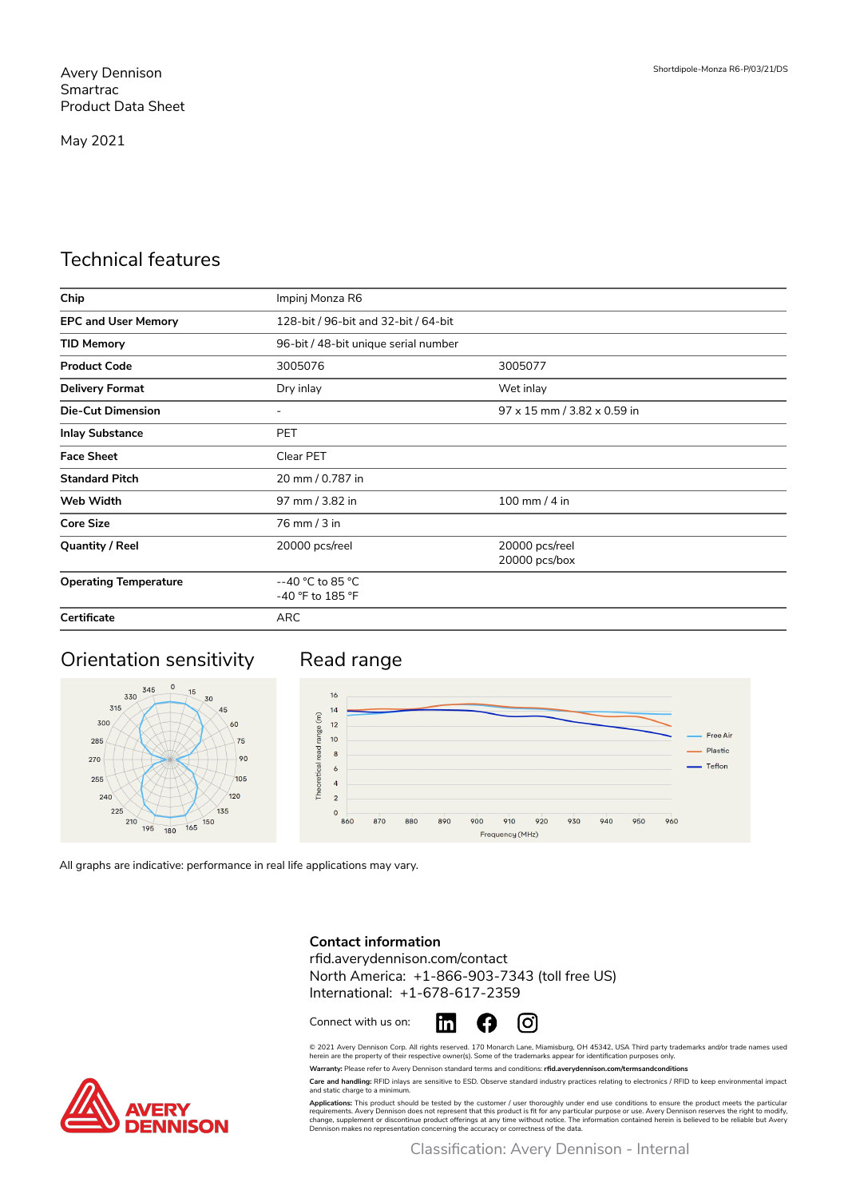Avery Dennison
Smartrac
Product Data Sheet

May 2021

## Technical features

| | | |
|---|---|---|
| **Chip** | Impinj Monza R6 | |
| **EPC and User Memory** | 128-bit / 96-bit and 32-bit / 64-bit | |
| **TID Memory** | 96-bit / 48-bit unique serial number | |
| **Product Code** | 3005076 | 3005077 |
| **Delivery Format** | Dry inlay | Wet inlay |
| **Die-Cut Dimension** | - | 97 x 15 mm / 3.82 x 0.59 in |
| **Inlay Substance** | PET | |
| **Face Sheet** | Clear PET | |
| **Standard Pitch** | 20 mm / 0.787 in | |
| **Web Width** | 97 mm / 3.82 in | 100 mm / 4 in |
| **Core Size** | 76 mm / 3 in | |
| **Quantity / Reel** | 20000 pcs/reel | 20000 pcs/reel<br>20000 pcs/box |
| **Operating Temperature** | --40 °C to 85 °C<br>-40 °F to 185 °F | |
| **Certificate** | ARC | |

## Orientation sensitivity

0, 15, 30, 45, 60, 75, 90, 105, 120, 135, 150, 165, 180, 195, 210, 225, 240, 255, 270, 285, 300, 315, 330, 345

## Read range

Theoretical read range (m)
0, 2, 4, 6, 8, 10, 12, 14, 16
Frequency (MHz)
860, 870, 880, 890, 900, 910, 920, 930, 940, 950, 960
Free Air
Plastic
Teflon

All graphs are indicative: performance in real life applications may vary.

**Contact information**
rfid.averydennison.com/contact
North America: +1-866-903-7343 (toll free US)
International: +1-678-617-2359

Connect with us on:

© 2021 Avery Dennison Corp. All rights reserved. 170 Monarch Lane, Miamisburg, OH 45342, USA Third party trademarks and/or trade names used herein are the property of their respective owner(s). Some of the trademarks appear for identification purposes only.

**Warranty:** Please refer to Avery Dennison standard terms and conditions: **rfid.averydennison.com/termsandconditions**

**Care and handling:** RFID inlays are sensitive to ESD. Observe standard industry practices relating to electronics / RFID to keep environmental impact and static charge to a minimum.

**Applications:** This product should be tested by the customer / user thoroughly under end use conditions to ensure the product meets the particular requirements. Avery Dennison does not represent that this product is fit for any particular purpose or use. Avery Dennison reserves the right to modify, change, supplement or discontinue product offerings at any time without notice. The information contained herein is believed to be reliable but Avery Dennison makes no representation concerning the accuracy or correctness of the data.

AVERY DENNISON

Classification: Avery Dennison - Internal